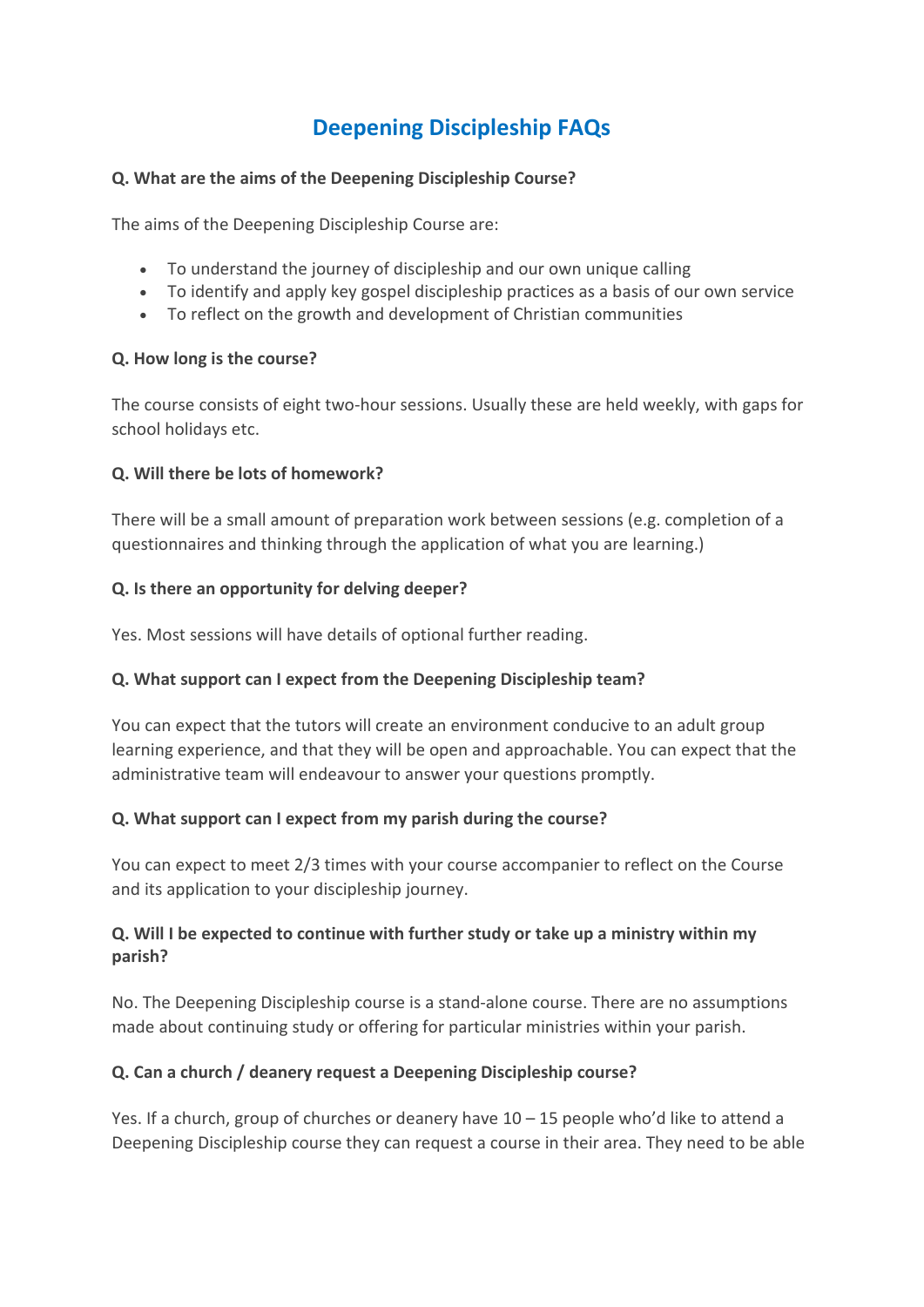# Deepening Discipleship FAQs

**Q. What are the aims of the Deepening Discipleship Course?**

The aims of the Deepening Discipleship Course are:

- To understand the journey of discipleship and our own unique calling
- To identify and apply key gospel discipleship practices as a basis of our own service
- To reflect on the growth and development of Christian communities

**Q. How long is the course?**

The course consists of eight two-hour sessions. Usually these are held weekly, with gaps for school holidays etc.

**Q. Will there be lots of homework?**

There will be a small amount of preparation work between sessions (e.g. completion of a questionnaires and thinking through the application of what you are learning.)

**Q. Is there an opportunity for delving deeper?**

Yes. Most sessions will have details of optional further reading.

**Q. What support can I expect from the Deepening Discipleship team?**

You can expect that the tutors will create an environment conducive to an adult group learning experience, and that they will be open and approachable. You can expect that the administrative team will endeavour to answer your questions promptly.

**Q. What support can I expect from my parish during the course?**

You can expect to meet 2/3 times with your course accompanier to reflect on the Course and its application to your discipleship journey.

**Q. Will I be expected to continue with further study or take up a ministry within my parish?**

No. The Deepening Discipleship course is a stand-alone course. There are no assumptions made about continuing study or offering for particular ministries within your parish.

**Q. Can a church / deanery request a Deepening Discipleship course?**

Yes. If a church, group of churches or deanery have 10 – 15 people who'd like to attend a Deepening Discipleship course they can request a course in their area. They need to be able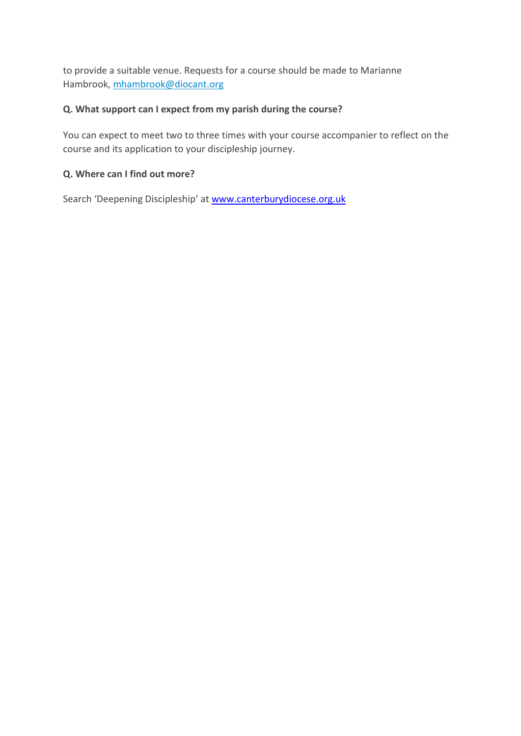to provide a suitable venue. Requests for a course should be made to Marianne Hambrook, mhambrook@diocant.org

**Q. What support can I expect from my parish during the course?**

You can expect to meet two to three times with your course accompanier to reflect on the course and its application to your discipleship journey.

**Q. Where can I find out more?**

Search 'Deepening Discipleship' at www.canterburydiocese.org.uk